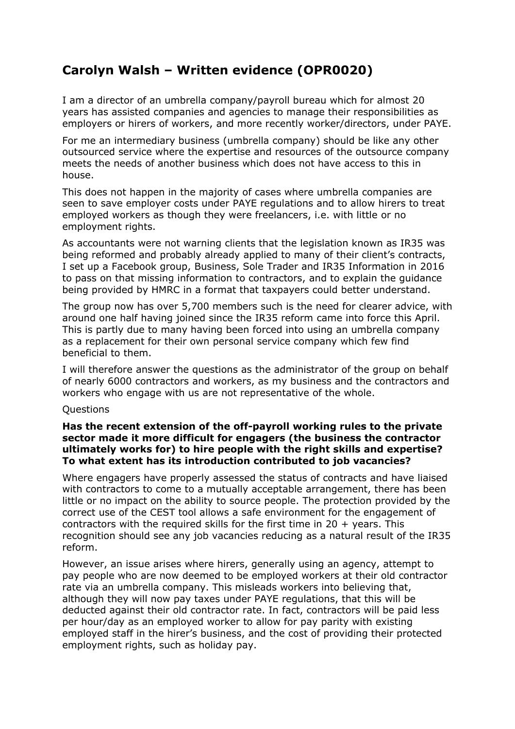# Carolyn Walsh – Written evidence (OPR0020)

I am a director of an umbrella company/payroll bureau which for almost 20 years has assisted companies and agencies to manage their responsibilities as employers or hirers of workers, and more recently worker/directors, under PAYE.

For me an intermediary business (umbrella company) should be like any other outsourced service where the expertise and resources of the outsource company meets the needs of another business which does not have access to this in house.

This does not happen in the majority of cases where umbrella companies are seen to save employer costs under PAYE regulations and to allow hirers to treat employed workers as though they were freelancers, i.e. with little or no employment rights.

As accountants were not warning clients that the legislation known as IR35 was being reformed and probably already applied to many of their client's contracts, I set up a Facebook group, Business, Sole Trader and IR35 Information in 2016 to pass on that missing information to contractors, and to explain the guidance being provided by HMRC in a format that taxpayers could better understand.

The group now has over 5,700 members such is the need for clearer advice, with around one half having joined since the IR35 reform came into force this April. This is partly due to many having been forced into using an umbrella company as a replacement for their own personal service company which few find beneficial to them.

I will therefore answer the questions as the administrator of the group on behalf of nearly 6000 contractors and workers, as my business and the contractors and workers who engage with us are not representative of the whole.

Questions

**Has the recent extension of the off-payroll working rules to the private sector made it more difficult for engagers (the business the contractor ultimately works for) to hire people with the right skills and expertise? To what extent has its introduction contributed to job vacancies?**

Where engagers have properly assessed the status of contracts and have liaised with contractors to come to a mutually acceptable arrangement, there has been little or no impact on the ability to source people. The protection provided by the correct use of the CEST tool allows a safe environment for the engagement of contractors with the required skills for the first time in 20 + years. This recognition should see any job vacancies reducing as a natural result of the IR35 reform.

However, an issue arises where hirers, generally using an agency, attempt to pay people who are now deemed to be employed workers at their old contractor rate via an umbrella company. This misleads workers into believing that, although they will now pay taxes under PAYE regulations, that this will be deducted against their old contractor rate. In fact, contractors will be paid less per hour/day as an employed worker to allow for pay parity with existing employed staff in the hirer's business, and the cost of providing their protected employment rights, such as holiday pay.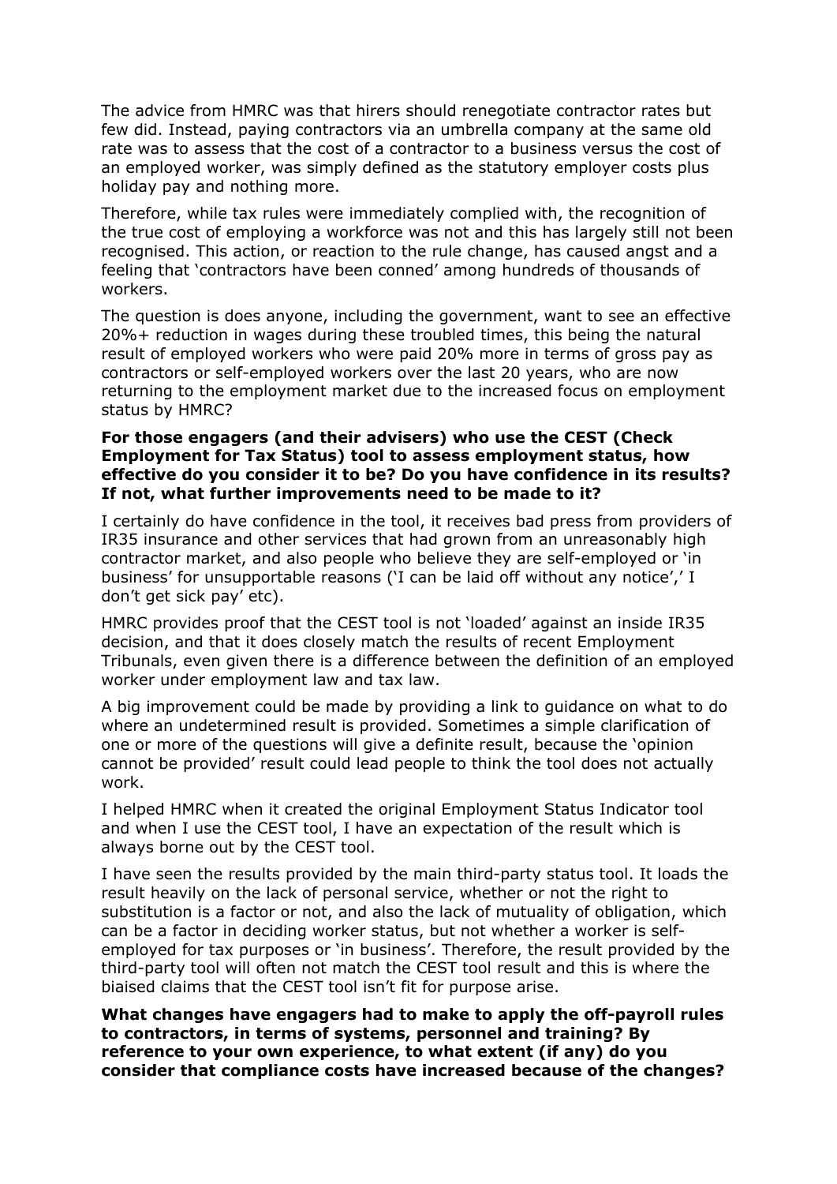The advice from HMRC was that hirers should renegotiate contractor rates but few did. Instead, paying contractors via an umbrella company at the same old rate was to assess that the cost of a contractor to a business versus the cost of an employed worker, was simply defined as the statutory employer costs plus holiday pay and nothing more.

Therefore, while tax rules were immediately complied with, the recognition of the true cost of employing a workforce was not and this has largely still not been recognised. This action, or reaction to the rule change, has caused angst and a feeling that 'contractors have been conned' among hundreds of thousands of workers.

The question is does anyone, including the government, want to see an effective 20%+ reduction in wages during these troubled times, this being the natural result of employed workers who were paid 20% more in terms of gross pay as contractors or self-employed workers over the last 20 years, who are now returning to the employment market due to the increased focus on employment status by HMRC?

**For those engagers (and their advisers) who use the CEST (Check Employment for Tax Status) tool to assess employment status, how effective do you consider it to be? Do you have confidence in its results? If not, what further improvements need to be made to it?**

I certainly do have confidence in the tool, it receives bad press from providers of IR35 insurance and other services that had grown from an unreasonably high contractor market, and also people who believe they are self-employed or 'in business' for unsupportable reasons ('I can be laid off without any notice',' I don't get sick pay' etc).

HMRC provides proof that the CEST tool is not 'loaded' against an inside IR35 decision, and that it does closely match the results of recent Employment Tribunals, even given there is a difference between the definition of an employed worker under employment law and tax law.

A big improvement could be made by providing a link to guidance on what to do where an undetermined result is provided. Sometimes a simple clarification of one or more of the questions will give a definite result, because the 'opinion cannot be provided' result could lead people to think the tool does not actually work.

I helped HMRC when it created the original Employment Status Indicator tool and when I use the CEST tool, I have an expectation of the result which is always borne out by the CEST tool.

I have seen the results provided by the main third-party status tool. It loads the result heavily on the lack of personal service, whether or not the right to substitution is a factor or not, and also the lack of mutuality of obligation, which can be a factor in deciding worker status, but not whether a worker is self-employed for tax purposes or 'in business'. Therefore, the result provided by the third-party tool will often not match the CEST tool result and this is where the biaised claims that the CEST tool isn't fit for purpose arise.

**What changes have engagers had to make to apply the off-payroll rules to contractors, in terms of systems, personnel and training? By reference to your own experience, to what extent (if any) do you consider that compliance costs have increased because of the changes?**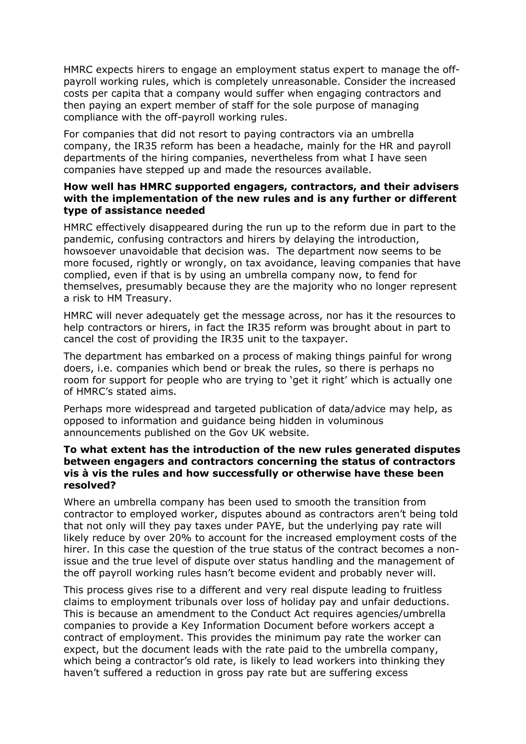HMRC expects hirers to engage an employment status expert to manage the off-payroll working rules, which is completely unreasonable. Consider the increased costs per capita that a company would suffer when engaging contractors and then paying an expert member of staff for the sole purpose of managing compliance with the off-payroll working rules.

For companies that did not resort to paying contractors via an umbrella company, the IR35 reform has been a headache, mainly for the HR and payroll departments of the hiring companies, nevertheless from what I have seen companies have stepped up and made the resources available.

**How well has HMRC supported engagers, contractors, and their advisers with the implementation of the new rules and is any further or different type of assistance needed**

HMRC effectively disappeared during the run up to the reform due in part to the pandemic, confusing contractors and hirers by delaying the introduction, howsoever unavoidable that decision was. The department now seems to be more focused, rightly or wrongly, on tax avoidance, leaving companies that have complied, even if that is by using an umbrella company now, to fend for themselves, presumably because they are the majority who no longer represent a risk to HM Treasury.

HMRC will never adequately get the message across, nor has it the resources to help contractors or hirers, in fact the IR35 reform was brought about in part to cancel the cost of providing the IR35 unit to the taxpayer.

The department has embarked on a process of making things painful for wrong doers, i.e. companies which bend or break the rules, so there is perhaps no room for support for people who are trying to 'get it right' which is actually one of HMRC's stated aims.

Perhaps more widespread and targeted publication of data/advice may help, as opposed to information and guidance being hidden in voluminous announcements published on the Gov UK website.

**To what extent has the introduction of the new rules generated disputes between engagers and contractors concerning the status of contractors vis à vis the rules and how successfully or otherwise have these been resolved?**

Where an umbrella company has been used to smooth the transition from contractor to employed worker, disputes abound as contractors aren't being told that not only will they pay taxes under PAYE, but the underlying pay rate will likely reduce by over 20% to account for the increased employment costs of the hirer. In this case the question of the true status of the contract becomes a non-issue and the true level of dispute over status handling and the management of the off payroll working rules hasn't become evident and probably never will.

This process gives rise to a different and very real dispute leading to fruitless claims to employment tribunals over loss of holiday pay and unfair deductions. This is because an amendment to the Conduct Act requires agencies/umbrella companies to provide a Key Information Document before workers accept a contract of employment. This provides the minimum pay rate the worker can expect, but the document leads with the rate paid to the umbrella company, which being a contractor's old rate, is likely to lead workers into thinking they haven't suffered a reduction in gross pay rate but are suffering excess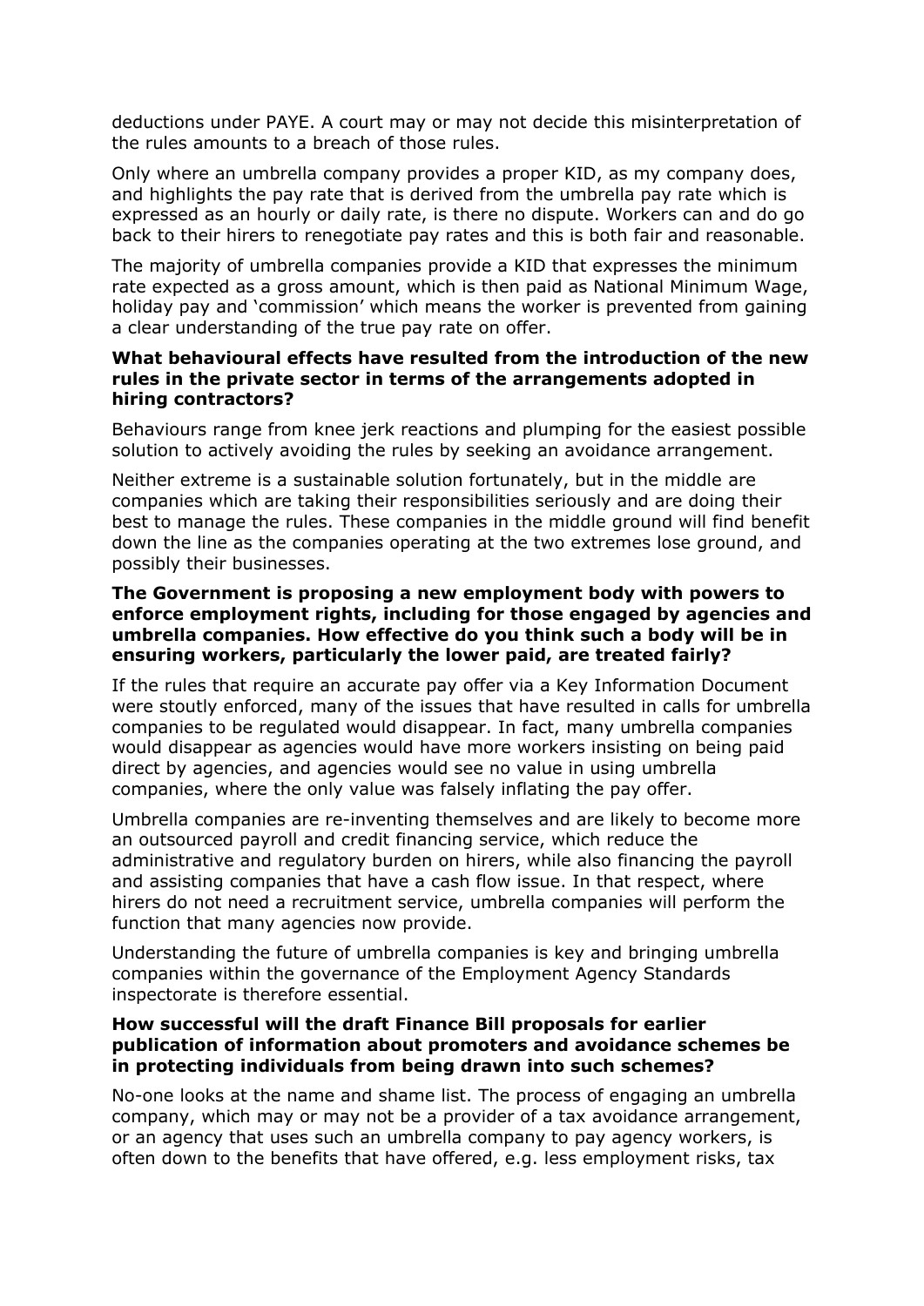deductions under PAYE. A court may or may not decide this misinterpretation of the rules amounts to a breach of those rules.

Only where an umbrella company provides a proper KID, as my company does, and highlights the pay rate that is derived from the umbrella pay rate which is expressed as an hourly or daily rate, is there no dispute. Workers can and do go back to their hirers to renegotiate pay rates and this is both fair and reasonable.

The majority of umbrella companies provide a KID that expresses the minimum rate expected as a gross amount, which is then paid as National Minimum Wage, holiday pay and 'commission' which means the worker is prevented from gaining a clear understanding of the true pay rate on offer.

**What behavioural effects have resulted from the introduction of the new rules in the private sector in terms of the arrangements adopted in hiring contractors?**

Behaviours range from knee jerk reactions and plumping for the easiest possible solution to actively avoiding the rules by seeking an avoidance arrangement.

Neither extreme is a sustainable solution fortunately, but in the middle are companies which are taking their responsibilities seriously and are doing their best to manage the rules. These companies in the middle ground will find benefit down the line as the companies operating at the two extremes lose ground, and possibly their businesses.

**The Government is proposing a new employment body with powers to enforce employment rights, including for those engaged by agencies and umbrella companies. How effective do you think such a body will be in ensuring workers, particularly the lower paid, are treated fairly?**

If the rules that require an accurate pay offer via a Key Information Document were stoutly enforced, many of the issues that have resulted in calls for umbrella companies to be regulated would disappear. In fact, many umbrella companies would disappear as agencies would have more workers insisting on being paid direct by agencies, and agencies would see no value in using umbrella companies, where the only value was falsely inflating the pay offer.

Umbrella companies are re-inventing themselves and are likely to become more an outsourced payroll and credit financing service, which reduce the administrative and regulatory burden on hirers, while also financing the payroll and assisting companies that have a cash flow issue. In that respect, where hirers do not need a recruitment service, umbrella companies will perform the function that many agencies now provide.

Understanding the future of umbrella companies is key and bringing umbrella companies within the governance of the Employment Agency Standards inspectorate is therefore essential.

**How successful will the draft Finance Bill proposals for earlier publication of information about promoters and avoidance schemes be in protecting individuals from being drawn into such schemes?**

No-one looks at the name and shame list. The process of engaging an umbrella company, which may or may not be a provider of a tax avoidance arrangement, or an agency that uses such an umbrella company to pay agency workers, is often down to the benefits that have offered, e.g. less employment risks, tax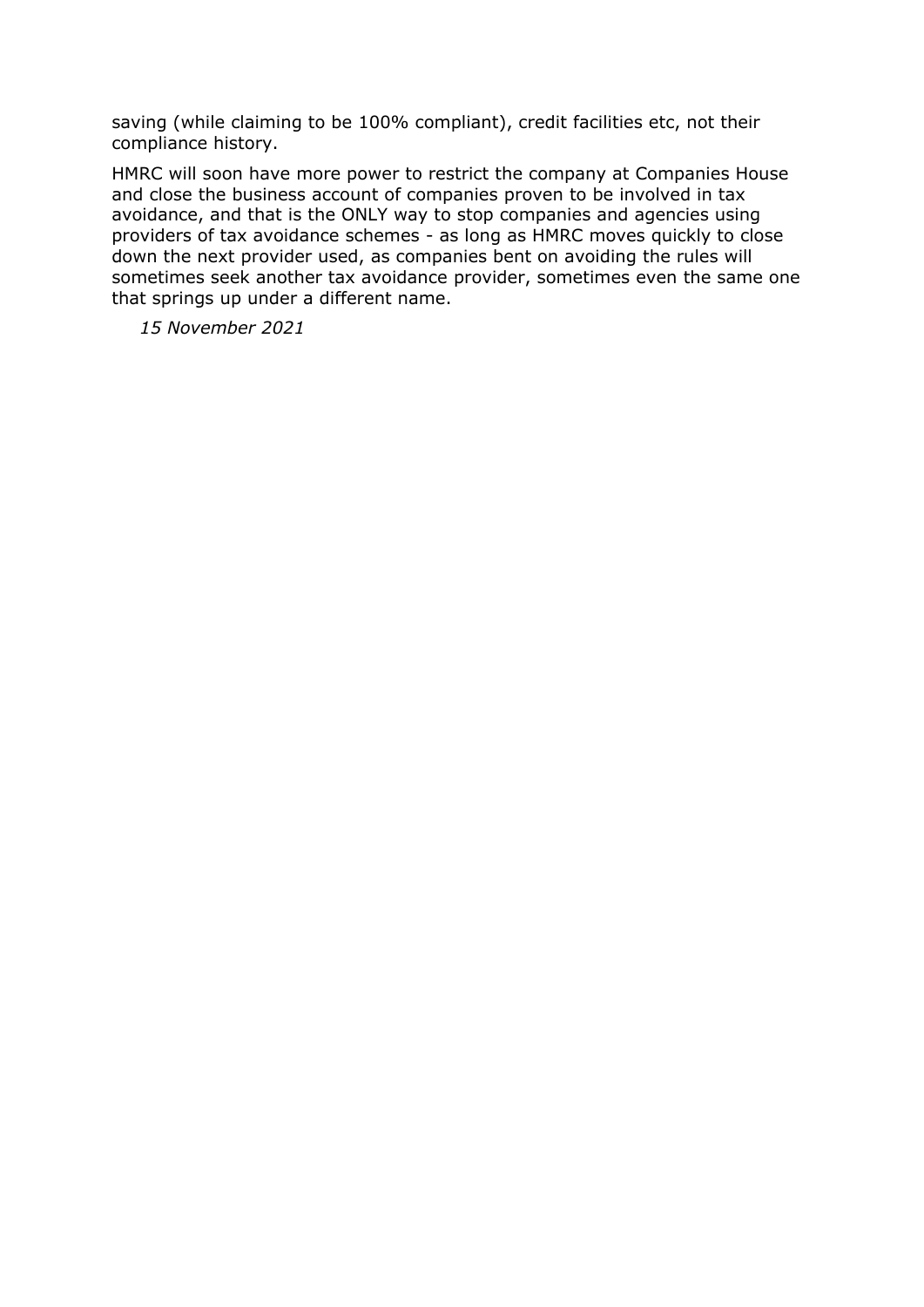saving (while claiming to be 100% compliant), credit facilities etc, not their compliance history.

HMRC will soon have more power to restrict the company at Companies House and close the business account of companies proven to be involved in tax avoidance, and that is the ONLY way to stop companies and agencies using providers of tax avoidance schemes - as long as HMRC moves quickly to close down the next provider used, as companies bent on avoiding the rules will sometimes seek another tax avoidance provider, sometimes even the same one that springs up under a different name.

*15 November 2021*